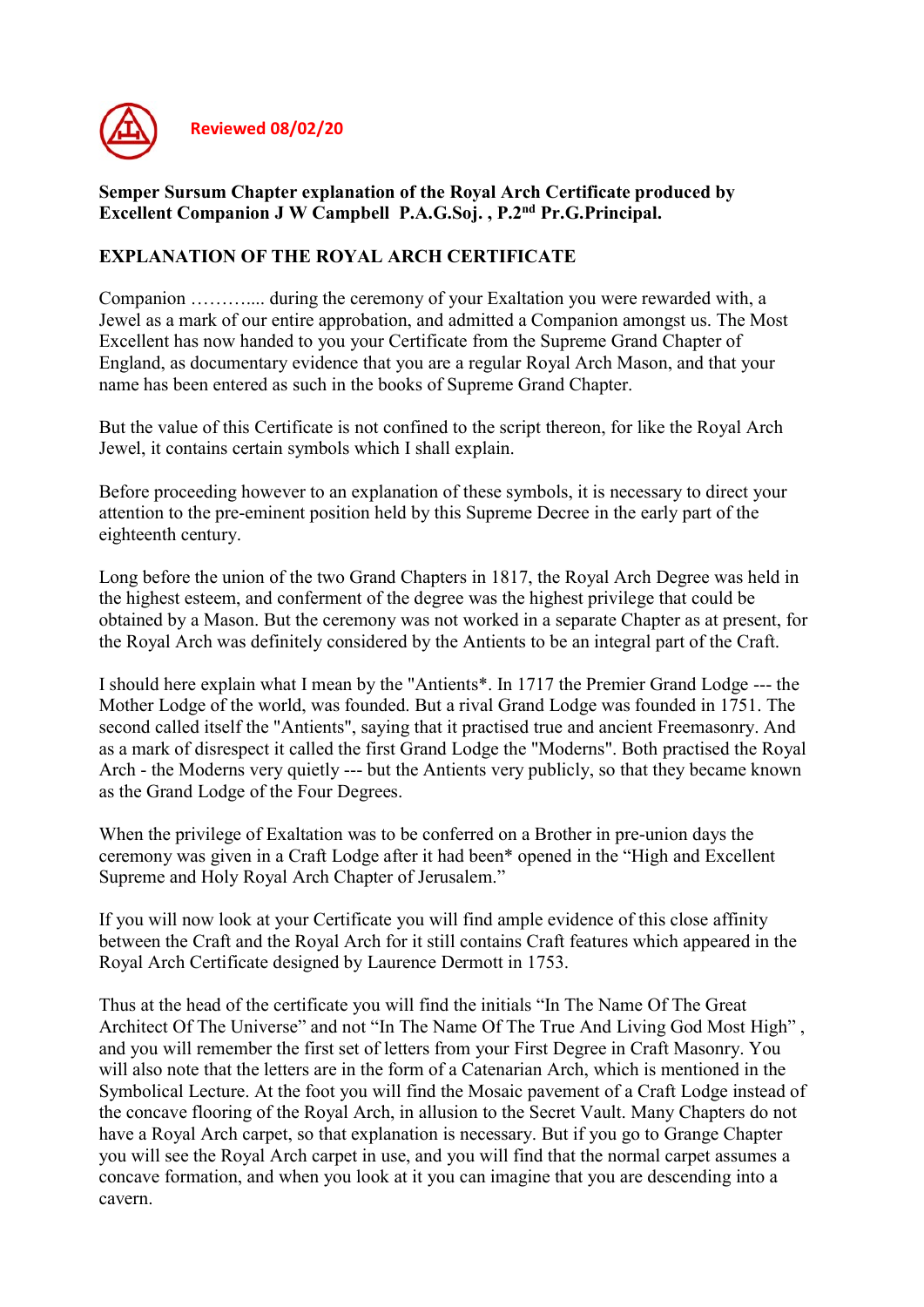**Reviewed 08/02/20**

**Semper Sursum Chapter explanation of the Royal Arch Certificate produced by Excellent Companion J W Campbell P.A.G.Soj. , P.2nd Pr.G.Principal.**

## EXPLANATION OF THE ROYAL ARCH CERTIFICATE

Companion ……….... during the ceremony of your Exaltation you were rewarded with, a Jewel as a mark of our entire approbation, and admitted a Companion amongst us. The Most Excellent has now handed to you your Certificate from the Supreme Grand Chapter of England, as documentary evidence that you are a regular Royal Arch Mason, and that your name has been entered as such in the books of Supreme Grand Chapter.

But the value of this Certificate is not confined to the script thereon, for like the Royal Arch Jewel, it contains certain symbols which I shall explain.

Before proceeding however to an explanation of these symbols, it is necessary to direct your attention to the pre-eminent position held by this Supreme Decree in the early part of the eighteenth century.

Long before the union of the two Grand Chapters in 1817, the Royal Arch Degree was held in the highest esteem, and conferment of the degree was the highest privilege that could be obtained by a Mason. But the ceremony was not worked in a separate Chapter as at present, for the Royal Arch was definitely considered by the Antients to be an integral part of the Craft.

I should here explain what I mean by the "Antients*. In 1717 the Premier Grand Lodge --- the Mother Lodge of the world, was founded. But a rival Grand Lodge was founded in 1751. The second called itself the "Antients", saying that it practised true and ancient Freemasonry. And as a mark of disrespect it called the first Grand Lodge the "Moderns". Both practised the Royal Arch - the Moderns very quietly --- but the Antients very publicly, so that they became known as the Grand Lodge of the Four Degrees.

When the privilege of Exaltation was to be conferred on a Brother in pre-union days the ceremony was given in a Craft Lodge after it had been* opened in the "High and Excellent Supreme and Holy Royal Arch Chapter of Jerusalem."

If you will now look at your Certificate you will find ample evidence of this close affinity between the Craft and the Royal Arch for it still contains Craft features which appeared in the Royal Arch Certificate designed by Laurence Dermott in 1753.

Thus at the head of the certificate you will find the initials "In The Name Of The Great Architect Of The Universe" and not "In The Name Of The True And Living God Most High" , and you will remember the first set of letters from your First Degree in Craft Masonry. You will also note that the letters are in the form of a Catenarian Arch, which is mentioned in the Symbolical Lecture. At the foot you will find the Mosaic pavement of a Craft Lodge instead of the concave flooring of the Royal Arch, in allusion to the Secret Vault. Many Chapters do not have a Royal Arch carpet, so that explanation is necessary. But if you go to Grange Chapter you will see the Royal Arch carpet in use, and you will find that the normal carpet assumes a concave formation, and when you look at it you can imagine that you are descending into a cavern.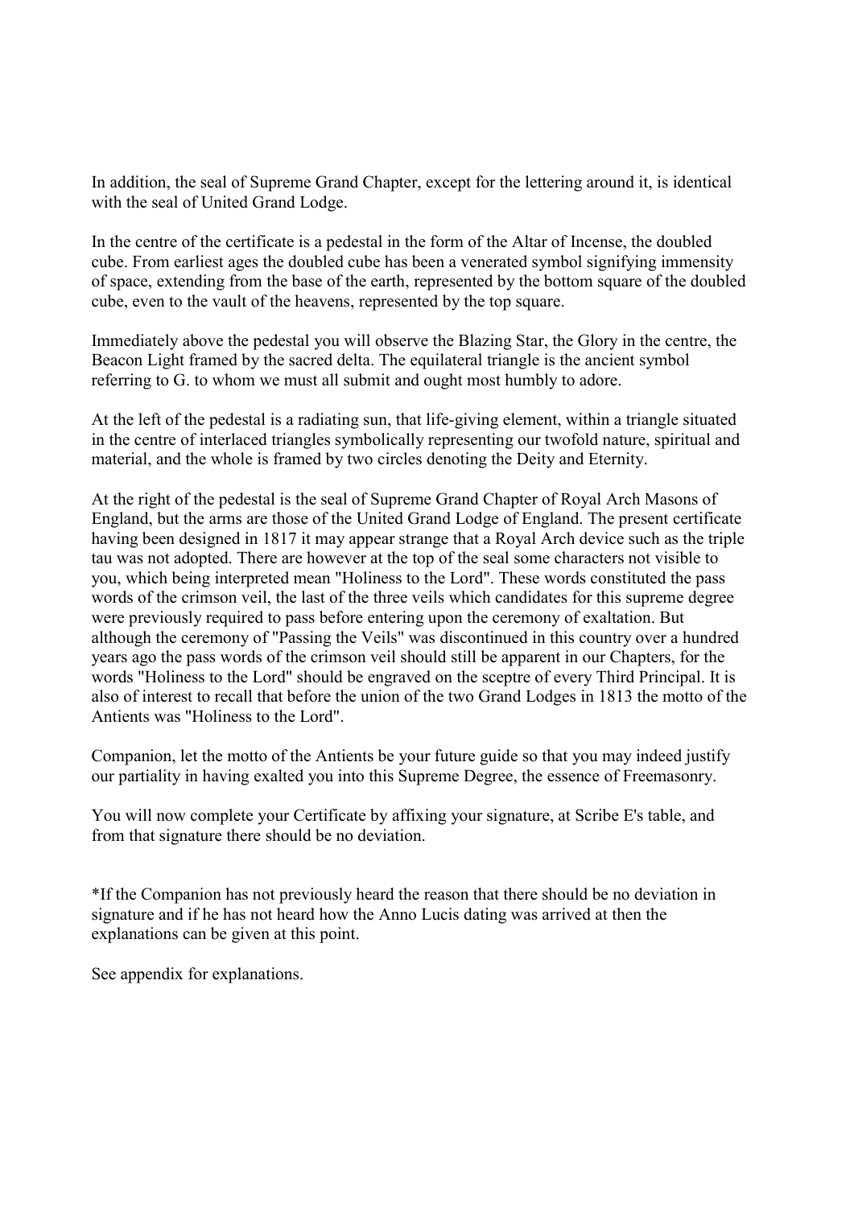In addition, the seal of Supreme Grand Chapter, except for the lettering around it, is identical with the seal of United Grand Lodge.

In the centre of the certificate is a pedestal in the form of the Altar of Incense, the doubled cube. From earliest ages the doubled cube has been a venerated symbol signifying immensity of space, extending from the base of the earth, represented by the bottom square of the doubled cube, even to the vault of the heavens, represented by the top square.

Immediately above the pedestal you will observe the Blazing Star, the Glory in the centre, the Beacon Light framed by the sacred delta. The equilateral triangle is the ancient symbol referring to G. to whom we must all submit and ought most humbly to adore.

At the left of the pedestal is a radiating sun, that life-giving element, within a triangle situated in the centre of interlaced triangles symbolically representing our twofold nature, spiritual and material, and the whole is framed by two circles denoting the Deity and Eternity.

At the right of the pedestal is the seal of Supreme Grand Chapter of Royal Arch Masons of England, but the arms are those of the United Grand Lodge of England. The present certificate having been designed in 1817 it may appear strange that a Royal Arch device such as the triple tau was not adopted. There are however at the top of the seal some characters not visible to you, which being interpreted mean "Holiness to the Lord". These words constituted the pass words of the crimson veil, the last of the three veils which candidates for this supreme degree were previously required to pass before entering upon the ceremony of exaltation. But although the ceremony of "Passing the Veils" was discontinued in this country over a hundred years ago the pass words of the crimson veil should still be apparent in our Chapters, for the words "Holiness to the Lord" should be engraved on the sceptre of every Third Principal. It is also of interest to recall that before the union of the two Grand Lodges in 1813 the motto of the Antients was "Holiness to the Lord".

Companion, let the motto of the Antients be your future guide so that you may indeed justify our partiality in having exalted you into this Supreme Degree, the essence of Freemasonry.

You will now complete your Certificate by affixing your signature, at Scribe E's table, and from that signature there should be no deviation.

*If the Companion has not previously heard the reason that there should be no deviation in signature and if he has not heard how the Anno Lucis dating was arrived at then the explanations can be given at this point.

See appendix for explanations.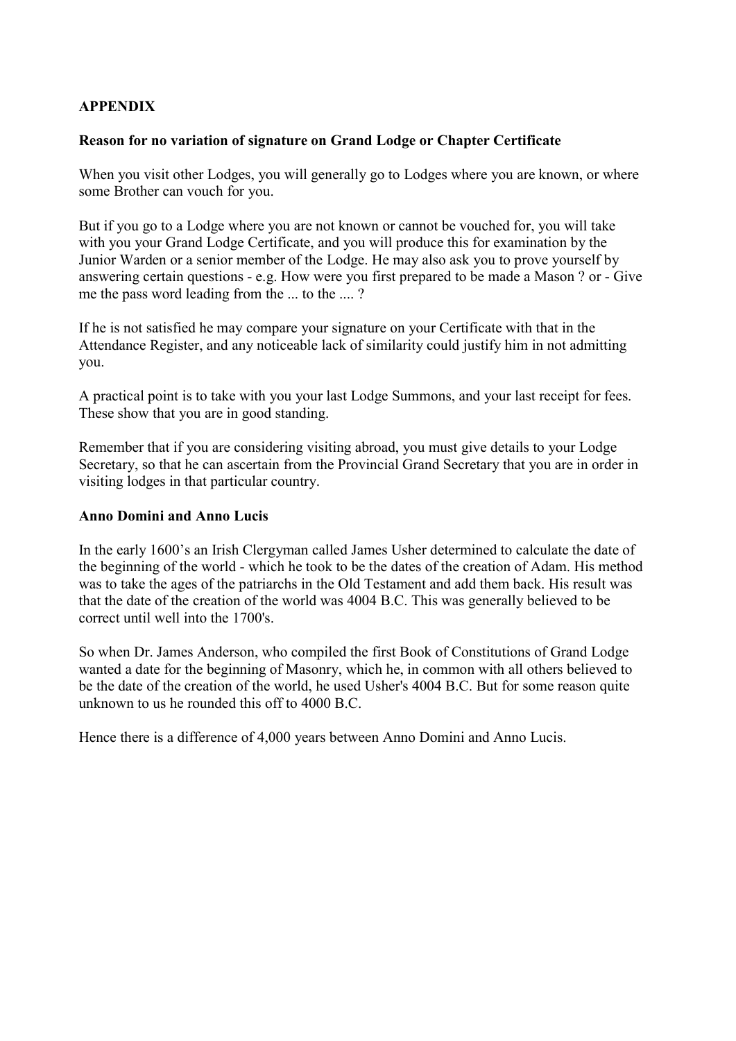**APPENDIX**

**Reason for no variation of signature on Grand Lodge or Chapter Certificate**

When you visit other Lodges, you will generally go to Lodges where you are known, or where some Brother can vouch for you.

But if you go to a Lodge where you are not known or cannot be vouched for, you will take with you your Grand Lodge Certificate, and you will produce this for examination by the Junior Warden or a senior member of the Lodge. He may also ask you to prove yourself by answering certain questions - e.g. How were you first prepared to be made a Mason ? or - Give me the pass word leading from the ... to the .... ?

If he is not satisfied he may compare your signature on your Certificate with that in the Attendance Register, and any noticeable lack of similarity could justify him in not admitting you.

A practical point is to take with you your last Lodge Summons, and your last receipt for fees. These show that you are in good standing.

Remember that if you are considering visiting abroad, you must give details to your Lodge Secretary, so that he can ascertain from the Provincial Grand Secretary that you are in order in visiting lodges in that particular country.

**Anno Domini and Anno Lucis**

In the early 1600's an Irish Clergyman called James Usher determined to calculate the date of the beginning of the world - which he took to be the dates of the creation of Adam. His method was to take the ages of the patriarchs in the Old Testament and add them back. His result was that the date of the creation of the world was 4004 B.C. This was generally believed to be correct until well into the 1700's.

So when Dr. James Anderson, who compiled the first Book of Constitutions of Grand Lodge wanted a date for the beginning of Masonry, which he, in common with all others believed to be the date of the creation of the world, he used Usher's 4004 B.C. But for some reason quite unknown to us he rounded this off to 4000 B.C.

Hence there is a difference of 4,000 years between Anno Domini and Anno Lucis.